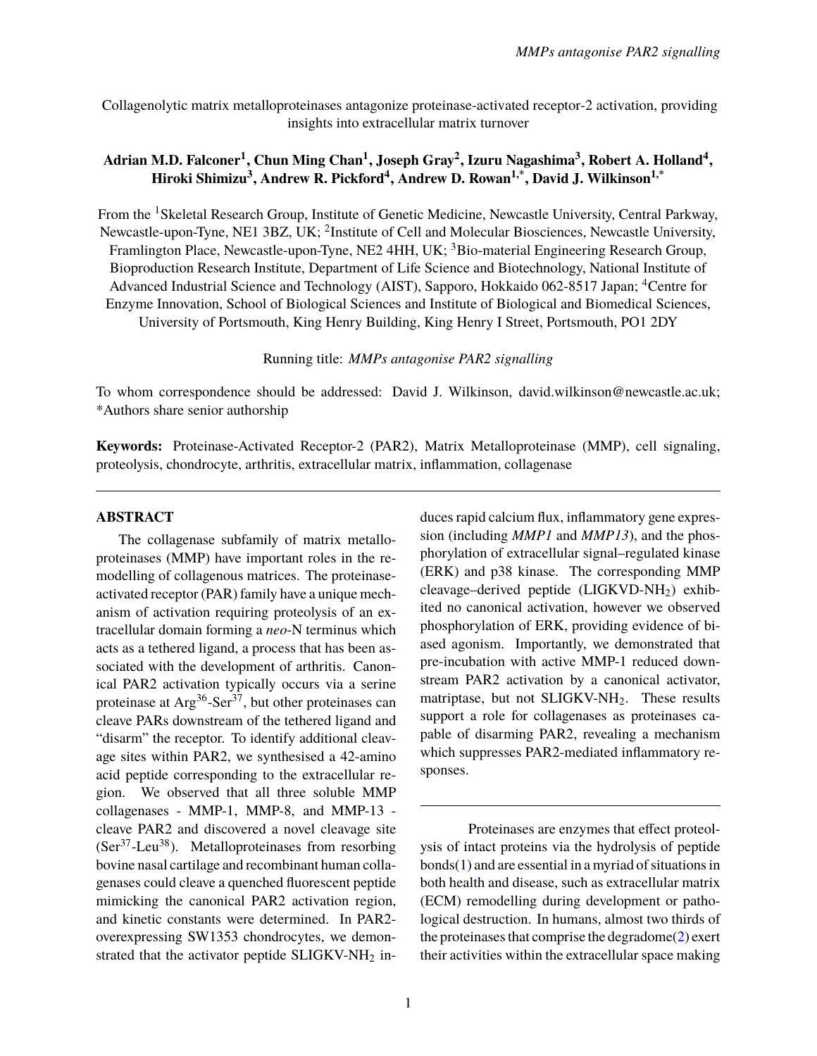Collagenolytic matrix metalloproteinases antagonize proteinase-activated receptor-2 activation, providing insights into extracellular matrix turnover

**Adrian M.D. Falconer[1], Chun Ming Chan[1], Joseph Gray[2], Izuru Nagashima[3], Robert A. Holland[4], Hiroki Shimizu[3], Andrew R. Pickford[4], Andrew D. Rowan[1,*], David J. Wilkinson[1,*]**

From the [1]Skeletal Research Group, Institute of Genetic Medicine, Newcastle University, Central Parkway, Newcastle-upon-Tyne, NE1 3BZ, UK; [2]Institute of Cell and Molecular Biosciences, Newcastle University, Framlington Place, Newcastle-upon-Tyne, NE2 4HH, UK; [3]Bio-material Engineering Research Group, Bioproduction Research Institute, Department of Life Science and Biotechnology, National Institute of Advanced Industrial Science and Technology (AIST), Sapporo, Hokkaido 062-8517 Japan; [4]Centre for Enzyme Innovation, School of Biological Sciences and Institute of Biological and Biomedical Sciences, University of Portsmouth, King Henry Building, King Henry I Street, Portsmouth, PO1 2DY

Running title: *MMPs antagonise PAR2 signalling*

To whom correspondence should be addressed: David J. Wilkinson, david.wilkinson@newcastle.ac.uk; *Authors share senior authorship

**Keywords:** Proteinase-Activated Receptor-2 (PAR2), Matrix Metalloproteinase (MMP), cell signaling, proteolysis, chondrocyte, arthritis, extracellular matrix, inflammation, collagenase

---

## ABSTRACT

The collagenase subfamily of matrix metalloproteinases (MMP) have important roles in the remodelling of collagenous matrices. The proteinase-activated receptor (PAR) family have a unique mechanism of activation requiring proteolysis of an extracellular domain forming a *neo*-N terminus which acts as a tethered ligand, a process that has been associated with the development of arthritis. Canonical PAR2 activation typically occurs via a serine proteinase at $Arg^{36}$-$Ser^{37}$, but other proteinases can cleave PARs downstream of the tethered ligand and "disarm" the receptor. To identify additional cleavage sites within PAR2, we synthesised a 42-amino acid peptide corresponding to the extracellular region. We observed that all three soluble MMP collagenases - MMP-1, MMP-8, and MMP-13 - cleave PAR2 and discovered a novel cleavage site ($Ser^{37}$-$Leu^{38}$). Metalloproteinases from resorbing bovine nasal cartilage and recombinant human collagenases could cleave a quenched fluorescent peptide mimicking the canonical PAR2 activation region, and kinetic constants were determined. In PAR2-overexpressing SW1353 chondrocytes, we demonstrated that the activator peptide SLIGKV-$NH_2$ induces rapid calcium flux, inflammatory gene expression (including *MMP1* and *MMP13*), and the phosphorylation of extracellular signal–regulated kinase (ERK) and p38 kinase. The corresponding MMP cleavage–derived peptide (LIGKVD-$NH_2$) exhibited no canonical activation, however we observed phosphorylation of ERK, providing evidence of biased agonism. Importantly, we demonstrated that pre-incubation with active MMP-1 reduced downstream PAR2 activation by a canonical activator, matriptase, but not SLIGKV-$NH_2$. These results support a role for collagenases as proteinases capable of disarming PAR2, revealing a mechanism which suppresses PAR2-mediated inflammatory responses.

---

Proteinases are enzymes that effect proteolysis of intact proteins via the hydrolysis of peptide bonds(1) and are essential in a myriad of situations in both health and disease, such as extracellular matrix (ECM) remodelling during development or pathological destruction. In humans, almost two thirds of the proteinases that comprise the degradome(2) exert their activities within the extracellular space making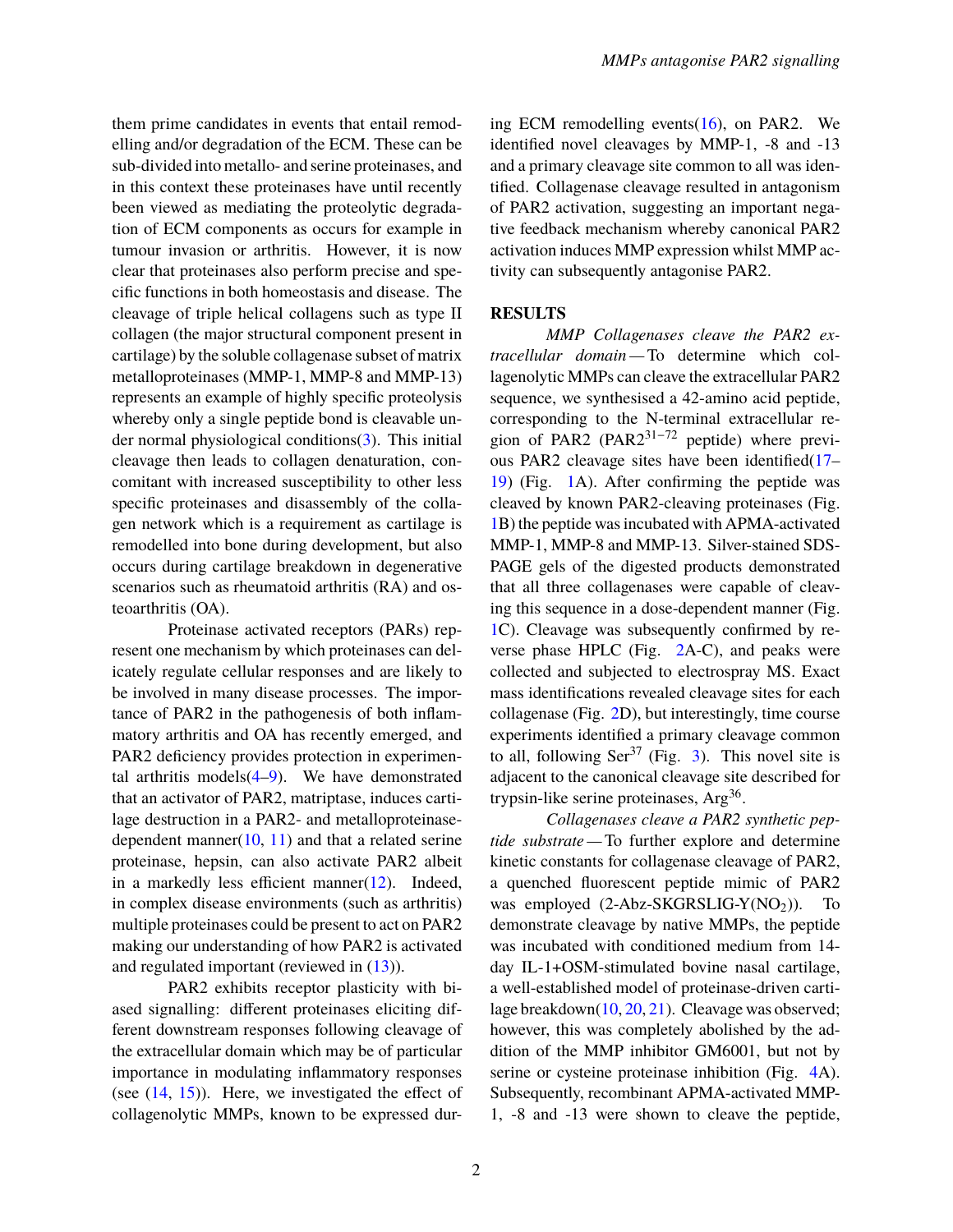them prime candidates in events that entail remodelling and/or degradation of the ECM. These can be sub-divided into metallo- and serine proteinases, and in this context these proteinases have until recently been viewed as mediating the proteolytic degradation of ECM components as occurs for example in tumour invasion or arthritis. However, it is now clear that proteinases also perform precise and specific functions in both homeostasis and disease. The cleavage of triple helical collagens such as type II collagen (the major structural component present in cartilage) by the soluble collagenase subset of matrix metalloproteinases (MMP-1, MMP-8 and MMP-13) represents an example of highly specific proteolysis whereby only a single peptide bond is cleavable under normal physiological conditions(3). This initial cleavage then leads to collagen denaturation, concomitant with increased susceptibility to other less specific proteinases and disassembly of the collagen network which is a requirement as cartilage is remodelled into bone during development, but also occurs during cartilage breakdown in degenerative scenarios such as rheumatoid arthritis (RA) and osteoarthritis (OA).

Proteinase activated receptors (PARs) represent one mechanism by which proteinases can delicately regulate cellular responses and are likely to be involved in many disease processes. The importance of PAR2 in the pathogenesis of both inflammatory arthritis and OA has recently emerged, and PAR2 deficiency provides protection in experimental arthritis models(4–9). We have demonstrated that an activator of PAR2, matriptase, induces cartilage destruction in a PAR2- and metalloproteinase-dependent manner(10, 11) and that a related serine proteinase, hepsin, can also activate PAR2 albeit in a markedly less efficient manner(12). Indeed, in complex disease environments (such as arthritis) multiple proteinases could be present to act on PAR2 making our understanding of how PAR2 is activated and regulated important (reviewed in (13)).

PAR2 exhibits receptor plasticity with biased signalling: different proteinases eliciting different downstream responses following cleavage of the extracellular domain which may be of particular importance in modulating inflammatory responses (see (14, 15)). Here, we investigated the effect of collagenolytic MMPs, known to be expressed during ECM remodelling events(16), on PAR2. We identified novel cleavages by MMP-1, -8 and -13 and a primary cleavage site common to all was identified. Collagenase cleavage resulted in antagonism of PAR2 activation, suggesting an important negative feedback mechanism whereby canonical PAR2 activation induces MMP expression whilst MMP activity can subsequently antagonise PAR2.

## RESULTS

*MMP Collagenases cleave the PAR2 extracellular domain* — To determine which collagenolytic MMPs can cleave the extracellular PAR2 sequence, we synthesised a 42-amino acid peptide, corresponding to the N-terminal extracellular region of PAR2 (PAR2$^{31-72}$ peptide) where previous PAR2 cleavage sites have been identified(17–19) (Fig. 1A). After confirming the peptide was cleaved by known PAR2-cleaving proteinases (Fig. 1B) the peptide was incubated with APMA-activated MMP-1, MMP-8 and MMP-13. Silver-stained SDS-PAGE gels of the digested products demonstrated that all three collagenases were capable of cleaving this sequence in a dose-dependent manner (Fig. 1C). Cleavage was subsequently confirmed by reverse phase HPLC (Fig. 2A-C), and peaks were collected and subjected to electrospray MS. Exact mass identifications revealed cleavage sites for each collagenase (Fig. 2D), but interestingly, time course experiments identified a primary cleavage common to all, following Ser$^{37}$ (Fig. 3). This novel site is adjacent to the canonical cleavage site described for trypsin-like serine proteinases, Arg$^{36}$.

*Collagenases cleave a PAR2 synthetic peptide substrate* — To further explore and determine kinetic constants for collagenase cleavage of PAR2, a quenched fluorescent peptide mimic of PAR2 was employed (2-Abz-SKGRSLIG-Y($NO_2$)). To demonstrate cleavage by native MMPs, the peptide was incubated with conditioned medium from 14-day IL-1+OSM-stimulated bovine nasal cartilage, a well-established model of proteinase-driven cartilage breakdown(10, 20, 21). Cleavage was observed; however, this was completely abolished by the addition of the MMP inhibitor GM6001, but not by serine or cysteine proteinase inhibition (Fig. 4A). Subsequently, recombinant APMA-activated MMP-1, -8 and -13 were shown to cleave the peptide,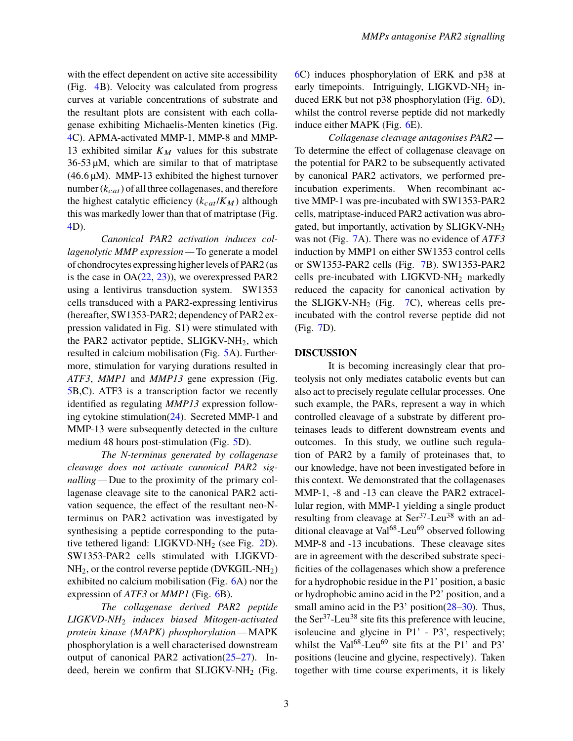with the effect dependent on active site accessibility (Fig. 4B). Velocity was calculated from progress curves at variable concentrations of substrate and the resultant plots are consistent with each collagenase exhibiting Michaelis-Menten kinetics (Fig. 4C). APMA-activated MMP-1, MMP-8 and MMP-13 exhibited similar $K_M$ values for this substrate 36-53 μM, which are similar to that of matriptase (46.6 μM). MMP-13 exhibited the highest turnover number ($k_{cat}$) of all three collagenases, and therefore the highest catalytic efficiency ($k_{cat}/K_M$) although this was markedly lower than that of matriptase (Fig. 4D).

*Canonical PAR2 activation induces collagenolytic MMP expression* — To generate a model of chondrocytes expressing higher levels of PAR2 (as is the case in OA(22, 23)), we overexpressed PAR2 using a lentivirus transduction system. SW1353 cells transduced with a PAR2-expressing lentivirus (hereafter, SW1353-PAR2; dependency of PAR2 expression validated in Fig. S1) were stimulated with the PAR2 activator peptide, SLIGKV-$NH_2$, which resulted in calcium mobilisation (Fig. 5A). Furthermore, stimulation for varying durations resulted in *ATF3*, *MMP1* and *MMP13* gene expression (Fig. 5B,C). ATF3 is a transcription factor we recently identified as regulating *MMP13* expression following cytokine stimulation(24). Secreted MMP-1 and MMP-13 were subsequently detected in the culture medium 48 hours post-stimulation (Fig. 5D).

*The N-terminus generated by collagenase cleavage does not activate canonical PAR2 signalling* — Due to the proximity of the primary collagenase cleavage site to the canonical PAR2 activation sequence, the effect of the resultant neo-N-terminus on PAR2 activation was investigated by synthesising a peptide corresponding to the putative tethered ligand: LIGKVD-$NH_2$ (see Fig. 2D). SW1353-PAR2 cells stimulated with LIGKVD-$NH_2$, or the control reverse peptide (DVKGIL-$NH_2$) exhibited no calcium mobilisation (Fig. 6A) nor the expression of *ATF3* or *MMP1* (Fig. 6B).

*The collagenase derived PAR2 peptide LIGKVD-$NH_2$ induces biased Mitogen-activated protein kinase (MAPK) phosphorylation* — MAPK phosphorylation is a well characterised downstream output of canonical PAR2 activation(25–27). Indeed, herein we confirm that SLIGKV-$NH_2$ (Fig. 6C) induces phosphorylation of ERK and p38 at early timepoints. Intriguingly, LIGKVD-$NH_2$ induced ERK but not p38 phosphorylation (Fig. 6D), whilst the control reverse peptide did not markedly induce either MAPK (Fig. 6E).

*Collagenase cleavage antagonises PAR2* — To determine the effect of collagenase cleavage on the potential for PAR2 to be subsequently activated by canonical PAR2 activators, we performed pre-incubation experiments. When recombinant active MMP-1 was pre-incubated with SW1353-PAR2 cells, matriptase-induced PAR2 activation was abrogated, but importantly, activation by SLIGKV-$NH_2$ was not (Fig. 7A). There was no evidence of *ATF3* induction by MMP1 on either SW1353 control cells or SW1353-PAR2 cells (Fig. 7B). SW1353-PAR2 cells pre-incubated with LIGKVD-$NH_2$ markedly reduced the capacity for canonical activation by the SLIGKV-$NH_2$ (Fig. 7C), whereas cells pre-incubated with the control reverse peptide did not (Fig. 7D).

## DISCUSSION

It is becoming increasingly clear that proteolysis not only mediates catabolic events but can also act to precisely regulate cellular processes. One such example, the PARs, represent a way in which controlled cleavage of a substrate by different proteinases leads to different downstream events and outcomes. In this study, we outline such regulation of PAR2 by a family of proteinases that, to our knowledge, have not been investigated before in this context. We demonstrated that the collagenases MMP-1, -8 and -13 can cleave the PAR2 extracellular region, with MMP-1 yielding a single product resulting from cleavage at $Ser^{37}$-$Leu^{38}$ with an additional cleavage at $Val^{68}$-$Leu^{69}$ observed following MMP-8 and -13 incubations. These cleavage sites are in agreement with the described substrate specificities of the collagenases which show a preference for a hydrophobic residue in the P1' position, a basic or hydrophobic amino acid in the P2' position, and a small amino acid in the P3' position(28–30). Thus, the $Ser^{37}$-$Leu^{38}$ site fits this preference with leucine, isoleucine and glycine in P1' - P3', respectively; whilst the $Val^{68}$-$Leu^{69}$ site fits at the P1' and P3' positions (leucine and glycine, respectively). Taken together with time course experiments, it is likely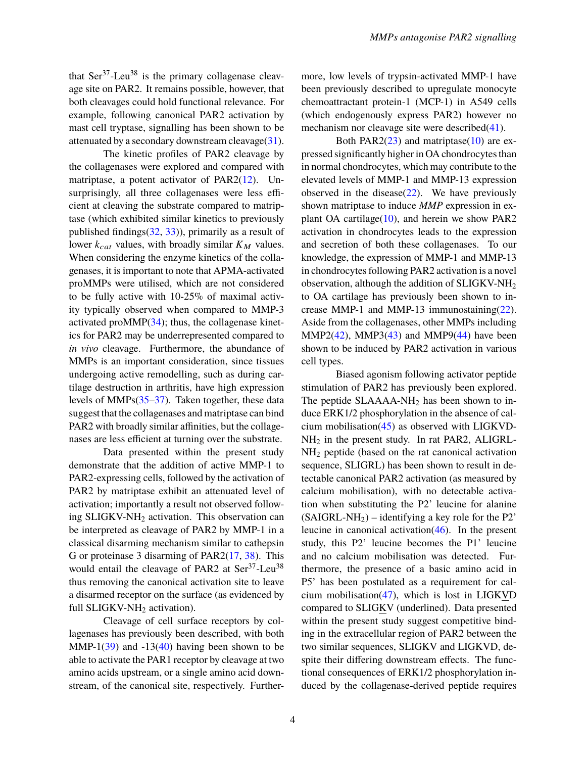that Ser$^{37}$-Leu$^{38}$ is the primary collagenase cleavage site on PAR2. It remains possible, however, that both cleavages could hold functional relevance. For example, following canonical PAR2 activation by mast cell tryptase, signalling has been shown to be attenuated by a secondary downstream cleavage(31).

The kinetic profiles of PAR2 cleavage by the collagenases were explored and compared with matriptase, a potent activator of PAR2(12). Unsurprisingly, all three collagenases were less efficient at cleaving the substrate compared to matriptase (which exhibited similar kinetics to previously published findings(32, 33)), primarily as a result of lower $k_{cat}$ values, with broadly similar $K_M$ values. When considering the enzyme kinetics of the collagenases, it is important to note that APMA-activated proMMPs were utilised, which are not considered to be fully active with 10-25% of maximal activity typically observed when compared to MMP-3 activated proMMP(34); thus, the collagenase kinetics for PAR2 may be underrepresented compared to *in vivo* cleavage. Furthermore, the abundance of MMPs is an important consideration, since tissues undergoing active remodelling, such as during cartilage destruction in arthritis, have high expression levels of MMPs(35–37). Taken together, these data suggest that the collagenases and matriptase can bind PAR2 with broadly similar affinities, but the collagenases are less efficient at turning over the substrate.

Data presented within the present study demonstrate that the addition of active MMP-1 to PAR2-expressing cells, followed by the activation of PAR2 by matriptase exhibit an attenuated level of activation; importantly a result not observed following SLIGKV-$NH_2$ activation. This observation can be interpreted as cleavage of PAR2 by MMP-1 in a classical disarming mechanism similar to cathepsin G or proteinase 3 disarming of PAR2(17, 38). This would entail the cleavage of PAR2 at Ser$^{37}$-Leu$^{38}$ thus removing the canonical activation site to leave a disarmed receptor on the surface (as evidenced by full SLIGKV-$NH_2$ activation).

Cleavage of cell surface receptors by collagenases has previously been described, with both MMP-1(39) and -13(40) having been shown to be able to activate the PAR1 receptor by cleavage at two amino acids upstream, or a single amino acid downstream, of the canonical site, respectively. Furthermore, low levels of trypsin-activated MMP-1 have been previously described to upregulate monocyte chemoattractant protein-1 (MCP-1) in A549 cells (which endogenously express PAR2) however no mechanism nor cleavage site were described(41).

Both PAR2(23) and matriptase(10) are expressed significantly higher in OA chondrocytes than in normal chondrocytes, which may contribute to the elevated levels of MMP-1 and MMP-13 expression observed in the disease(22). We have previously shown matriptase to induce *MMP* expression in explant OA cartilage(10), and herein we show PAR2 activation in chondrocytes leads to the expression and secretion of both these collagenases. To our knowledge, the expression of MMP-1 and MMP-13 in chondrocytes following PAR2 activation is a novel observation, although the addition of SLIGKV-$NH_2$ to OA cartilage has previously been shown to increase MMP-1 and MMP-13 immunostaining(22). Aside from the collagenases, other MMPs including MMP2(42), MMP3(43) and MMP9(44) have been shown to be induced by PAR2 activation in various cell types.

Biased agonism following activator peptide stimulation of PAR2 has previously been explored. The peptide SLAAAA-$NH_2$ has been shown to induce ERK1/2 phosphorylation in the absence of calcium mobilisation(45) as observed with LIGKVD-$NH_2$ in the present study. In rat PAR2, ALIGRL-$NH_2$ peptide (based on the rat canonical activation sequence, SLIGRL) has been shown to result in detectable canonical PAR2 activation (as measured by calcium mobilisation), with no detectable activation when substituting the P2' leucine for alanine (SAIGRL-$NH_2$) – identifying a key role for the P2' leucine in canonical activation(46). In the present study, this P2' leucine becomes the P1' leucine and no calcium mobilisation was detected. Furthermore, the presence of a basic amino acid in P5' has been postulated as a requirement for calcium mobilisation(47), which is lost in LIGKVD compared to SLIGKV (underlined). Data presented within the present study suggest competitive binding in the extracellular region of PAR2 between the two similar sequences, SLIGKV and LIGKVD, despite their differing downstream effects. The functional consequences of ERK1/2 phosphorylation induced by the collagenase-derived peptide requires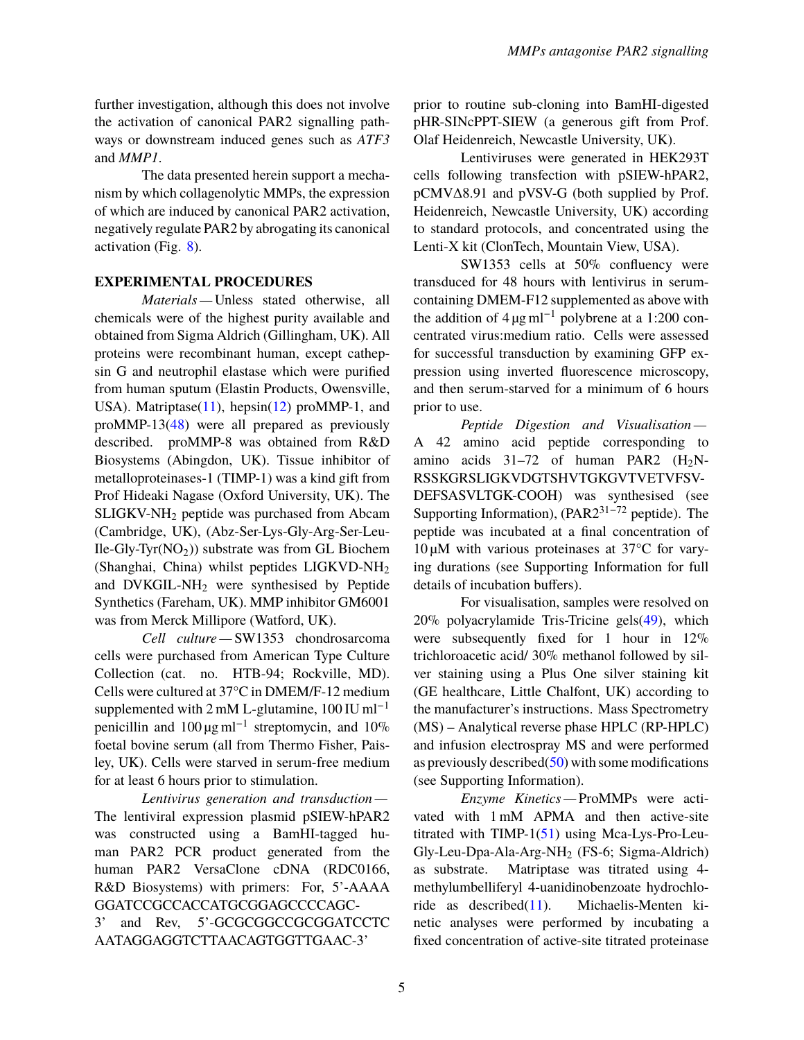further investigation, although this does not involve the activation of canonical PAR2 signalling pathways or downstream induced genes such as *ATF3* and *MMP1*.

The data presented herein support a mechanism by which collagenolytic MMPs, the expression of which are induced by canonical PAR2 activation, negatively regulate PAR2 by abrogating its canonical activation (Fig. 8).

## EXPERIMENTAL PROCEDURES

*Materials* — Unless stated otherwise, all chemicals were of the highest purity available and obtained from Sigma Aldrich (Gillingham, UK). All proteins were recombinant human, except cathepsin G and neutrophil elastase which were purified from human sputum (Elastin Products, Owensville, USA). Matriptase(11), hepsin(12) proMMP-1, and proMMP-13(48) were all prepared as previously described. proMMP-8 was obtained from R&D Biosystems (Abingdon, UK). Tissue inhibitor of metalloproteinases-1 (TIMP-1) was a kind gift from Prof Hideaki Nagase (Oxford University, UK). The SLIGKV-$NH_2$ peptide was purchased from Abcam (Cambridge, UK), (Abz-Ser-Lys-Gly-Arg-Ser-Leu-Ile-Gly-Tyr($NO_2$)) substrate was from GL Biochem (Shanghai, China) whilst peptides LIGKVD-$NH_2$ and DVKGIL-$NH_2$ were synthesised by Peptide Synthetics (Fareham, UK). MMP inhibitor GM6001 was from Merck Millipore (Watford, UK).

*Cell culture* — SW1353 chondrosarcoma cells were purchased from American Type Culture Collection (cat. no. HTB-94; Rockville, MD). Cells were cultured at 37°C in DMEM/F-12 medium supplemented with 2 mM L-glutamine, 100 IU $ml^{-1}$ penicillin and 100 µg $ml^{-1}$ streptomycin, and 10% foetal bovine serum (all from Thermo Fisher, Paisley, UK). Cells were starved in serum-free medium for at least 6 hours prior to stimulation.

*Lentivirus generation and transduction* — The lentiviral expression plasmid pSIEW-hPAR2 was constructed using a BamHI-tagged human PAR2 PCR product generated from the human PAR2 VersaClone cDNA (RDC0166, R&D Biosystems) with primers: For, 5'-AAAA GGATCCGCCACCATGCGGAGCCCCAGC-3' and Rev, 5'-GCGCGGCCGCGGATCCTC AATAGGAGGTCTTAACAGTGGTTGAAC-3' prior to routine sub-cloning into BamHI-digested pHR-SINcPPT-SIEW (a generous gift from Prof. Olaf Heidenreich, Newcastle University, UK).

Lentiviruses were generated in HEK293T cells following transfection with pSIEW-hPAR2, pCMVΔ8.91 and pVSV-G (both supplied by Prof. Heidenreich, Newcastle University, UK) according to standard protocols, and concentrated using the Lenti-X kit (ClonTech, Mountain View, USA).

SW1353 cells at 50% confluency were transduced for 48 hours with lentivirus in serum-containing DMEM-F12 supplemented as above with the addition of 4 µg $ml^{-1}$ polybrene at a 1:200 concentrated virus:medium ratio. Cells were assessed for successful transduction by examining GFP expression using inverted fluorescence microscopy, and then serum-starved for a minimum of 6 hours prior to use.

*Peptide Digestion and Visualisation* — A 42 amino acid peptide corresponding to amino acids 31–72 of human PAR2 ($H_2N$-RSSKGRSLIGKVDGTSHVTGKGVTVETVFSV-DEFSASVLTGK-COOH) was synthesised (see Supporting Information), ($PAR2^{31-72}$ peptide). The peptide was incubated at a final concentration of 10 µM with various proteinases at 37°C for varying durations (see Supporting Information for full details of incubation buffers).

For visualisation, samples were resolved on 20% polyacrylamide Tris-Tricine gels(49), which were subsequently fixed for 1 hour in 12% trichloroacetic acid/ 30% methanol followed by silver staining using a Plus One silver staining kit (GE healthcare, Little Chalfont, UK) according to the manufacturer's instructions. Mass Spectrometry (MS) – Analytical reverse phase HPLC (RP-HPLC) and infusion electrospray MS and were performed as previously described(50) with some modifications (see Supporting Information).

*Enzyme Kinetics* — ProMMPs were activated with 1 mM APMA and then active-site titrated with TIMP-1(51) using Mca-Lys-Pro-Leu-Gly-Leu-Dpa-Ala-Arg-$NH_2$ (FS-6; Sigma-Aldrich) as substrate. Matriptase was titrated using 4-methylumbelliferyl 4-uanidinobenzoate hydrochloride as described(11). Michaelis-Menten kinetic analyses were performed by incubating a fixed concentration of active-site titrated proteinase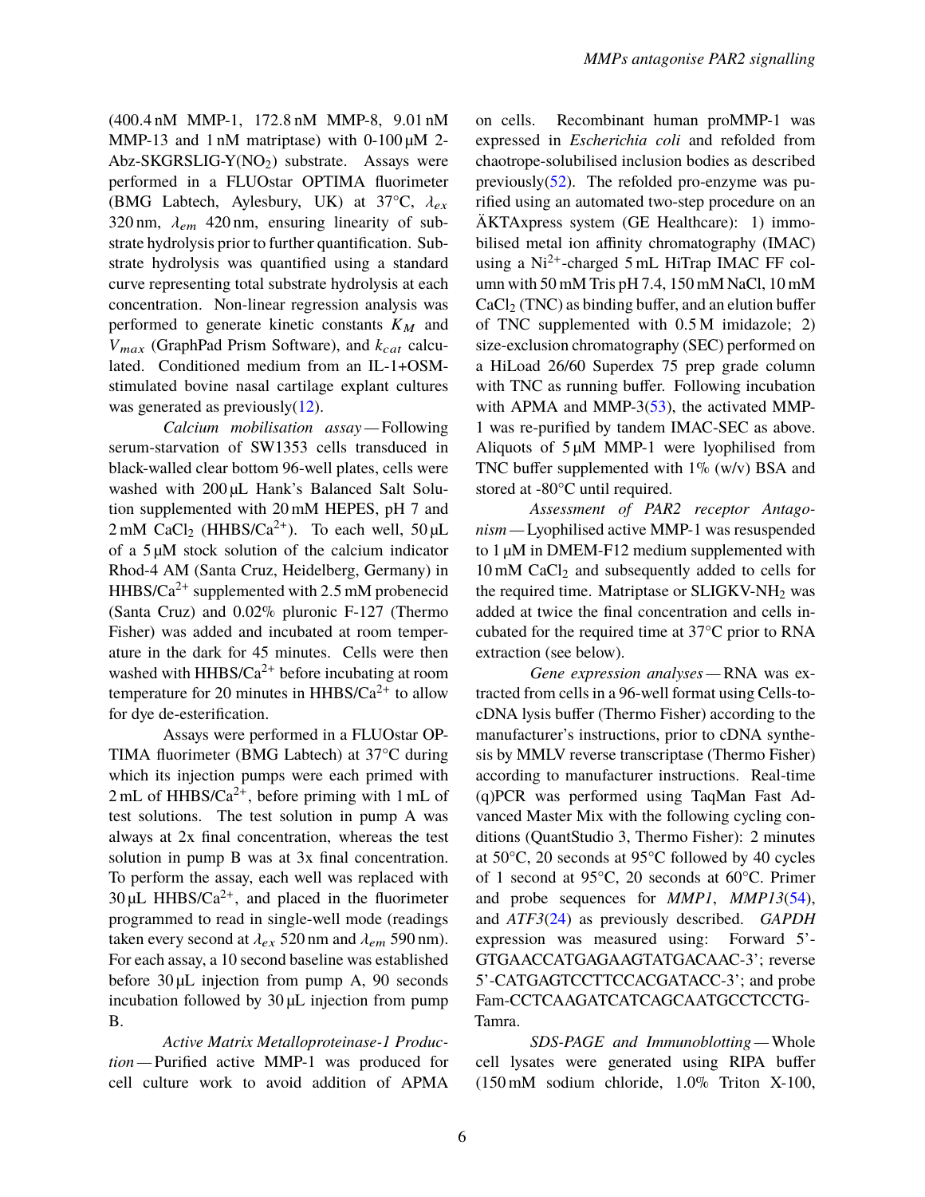(400.4 nM MMP-1, 172.8 nM MMP-8, 9.01 nM MMP-13 and 1 nM matriptase) with 0-100 µM 2-Abz-SKGRSLIG-Y($NO_2$) substrate. Assays were performed in a FLUOstar OPTIMA fluorimeter (BMG Labtech, Aylesbury, UK) at 37°C, $\lambda_{ex}$ 320 nm, $\lambda_{em}$ 420 nm, ensuring linearity of substrate hydrolysis prior to further quantification. Substrate hydrolysis was quantified using a standard curve representing total substrate hydrolysis at each concentration. Non-linear regression analysis was performed to generate kinetic constants $K_M$ and $V_{max}$ (GraphPad Prism Software), and $k_{cat}$ calculated. Conditioned medium from an IL-1+OSM-stimulated bovine nasal cartilage explant cultures was generated as previously(12).

*Calcium mobilisation assay* — Following serum-starvation of SW1353 cells transduced in black-walled clear bottom 96-well plates, cells were washed with 200 µL Hank's Balanced Salt Solution supplemented with 20 mM HEPES, pH 7 and 2 mM $CaCl_2$ (HHBS/$Ca^{2+}$). To each well, 50 µL of a 5 µM stock solution of the calcium indicator Rhod-4 AM (Santa Cruz, Heidelberg, Germany) in HHBS/$Ca^{2+}$ supplemented with 2.5 mM probenecid (Santa Cruz) and 0.02% pluronic F-127 (Thermo Fisher) was added and incubated at room temperature in the dark for 45 minutes. Cells were then washed with HHBS/$Ca^{2+}$ before incubating at room temperature for 20 minutes in HHBS/$Ca^{2+}$ to allow for dye de-esterification.

Assays were performed in a FLUOstar OPTIMA fluorimeter (BMG Labtech) at 37°C during which its injection pumps were each primed with 2 mL of HHBS/$Ca^{2+}$, before priming with 1 mL of test solutions. The test solution in pump A was always at 2x final concentration, whereas the test solution in pump B was at 3x final concentration. To perform the assay, each well was replaced with 30 µL HHBS/$Ca^{2+}$, and placed in the fluorimeter programmed to read in single-well mode (readings taken every second at $\lambda_{ex}$ 520 nm and $\lambda_{em}$ 590 nm). For each assay, a 10 second baseline was established before 30 µL injection from pump A, 90 seconds incubation followed by 30 µL injection from pump B.

*Active Matrix Metalloproteinase-1 Production* — Purified active MMP-1 was produced for cell culture work to avoid addition of APMA on cells. Recombinant human proMMP-1 was expressed in *Escherichia coli* and refolded from chaotrope-solubilised inclusion bodies as described previously(52). The refolded pro-enzyme was purified using an automated two-step procedure on an ÄKTAxpress system (GE Healthcare): 1) immobilised metal ion affinity chromatography (IMAC) using a $Ni^{2+}$-charged 5 mL HiTrap IMAC FF column with 50 mM Tris pH 7.4, 150 mM NaCl, 10 mM $CaCl_2$ (TNC) as binding buffer, and an elution buffer of TNC supplemented with 0.5 M imidazole; 2) size-exclusion chromatography (SEC) performed on a HiLoad 26/60 Superdex 75 prep grade column with TNC as running buffer. Following incubation with APMA and MMP-3(53), the activated MMP-1 was re-purified by tandem IMAC-SEC as above. Aliquots of 5 µM MMP-1 were lyophilised from TNC buffer supplemented with 1% (w/v) BSA and stored at -80°C until required.

*Assessment of PAR2 receptor Antagonism* — Lyophilised active MMP-1 was resuspended to 1 µM in DMEM-F12 medium supplemented with 10 mM $CaCl_2$ and subsequently added to cells for the required time. Matriptase or SLIGKV-$NH_2$ was added at twice the final concentration and cells incubated for the required time at 37°C prior to RNA extraction (see below).

*Gene expression analyses* — RNA was extracted from cells in a 96-well format using Cells-to-cDNA lysis buffer (Thermo Fisher) according to the manufacturer's instructions, prior to cDNA synthesis by MMLV reverse transcriptase (Thermo Fisher) according to manufacturer instructions. Real-time (q)PCR was performed using TaqMan Fast Advanced Master Mix with the following cycling conditions (QuantStudio 3, Thermo Fisher): 2 minutes at 50°C, 20 seconds at 95°C followed by 40 cycles of 1 second at 95°C, 20 seconds at 60°C. Primer and probe sequences for *MMP1*, *MMP13*(54), and *ATF3*(24) as previously described. *GAPDH* expression was measured using: Forward 5'-GTGAACCATGAGAAGTATGACAAC-3'; reverse 5'-CATGAGTCCTTCCACGATACC-3'; and probe Fam-CCTCAAGATCATCAGCAATGCCTCCTG-Tamra.

*SDS-PAGE and Immunoblotting* — Whole cell lysates were generated using RIPA buffer (150 mM sodium chloride, 1.0% Triton X-100,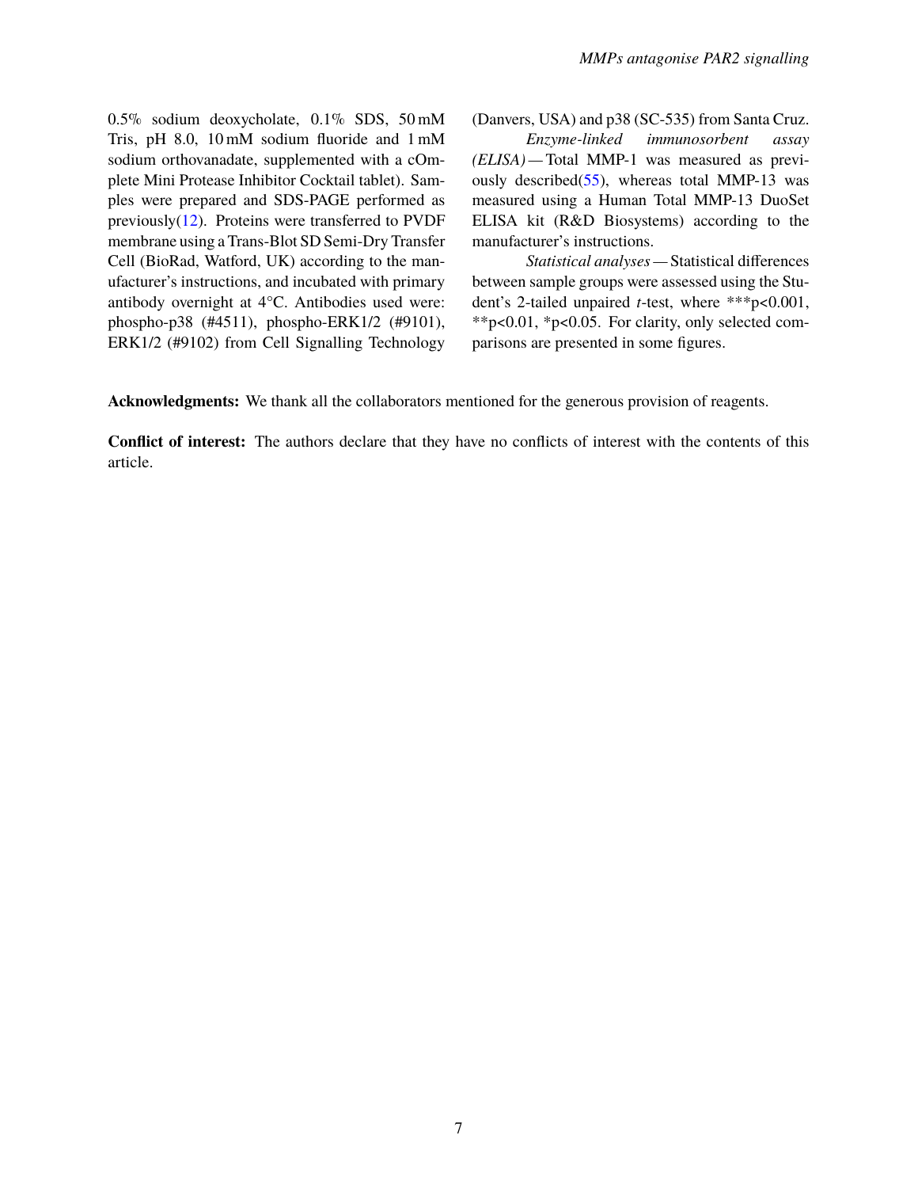0.5% sodium deoxycholate, 0.1% SDS, 50 mM Tris, pH 8.0, 10 mM sodium fluoride and 1 mM sodium orthovanadate, supplemented with a cOmplete Mini Protease Inhibitor Cocktail tablet). Samples were prepared and SDS-PAGE performed as previously(12). Proteins were transferred to PVDF membrane using a Trans-Blot SD Semi-Dry Transfer Cell (BioRad, Watford, UK) according to the manufacturer's instructions, and incubated with primary antibody overnight at 4°C. Antibodies used were: phospho-p38 (#4511), phospho-ERK1/2 (#9101), ERK1/2 (#9102) from Cell Signalling Technology (Danvers, USA) and p38 (SC-535) from Santa Cruz.

*Enzyme-linked immunosorbent assay (ELISA)* — Total MMP-1 was measured as previously described(55), whereas total MMP-13 was measured using a Human Total MMP-13 DuoSet ELISA kit (R&D Biosystems) according to the manufacturer's instructions.

*Statistical analyses* — Statistical differences between sample groups were assessed using the Student's 2-tailed unpaired *t*-test, where ***p<0.001, **p<0.01, *p<0.05. For clarity, only selected comparisons are presented in some figures.

**Acknowledgments:** We thank all the collaborators mentioned for the generous provision of reagents.

**Conflict of interest:** The authors declare that they have no conflicts of interest with the contents of this article.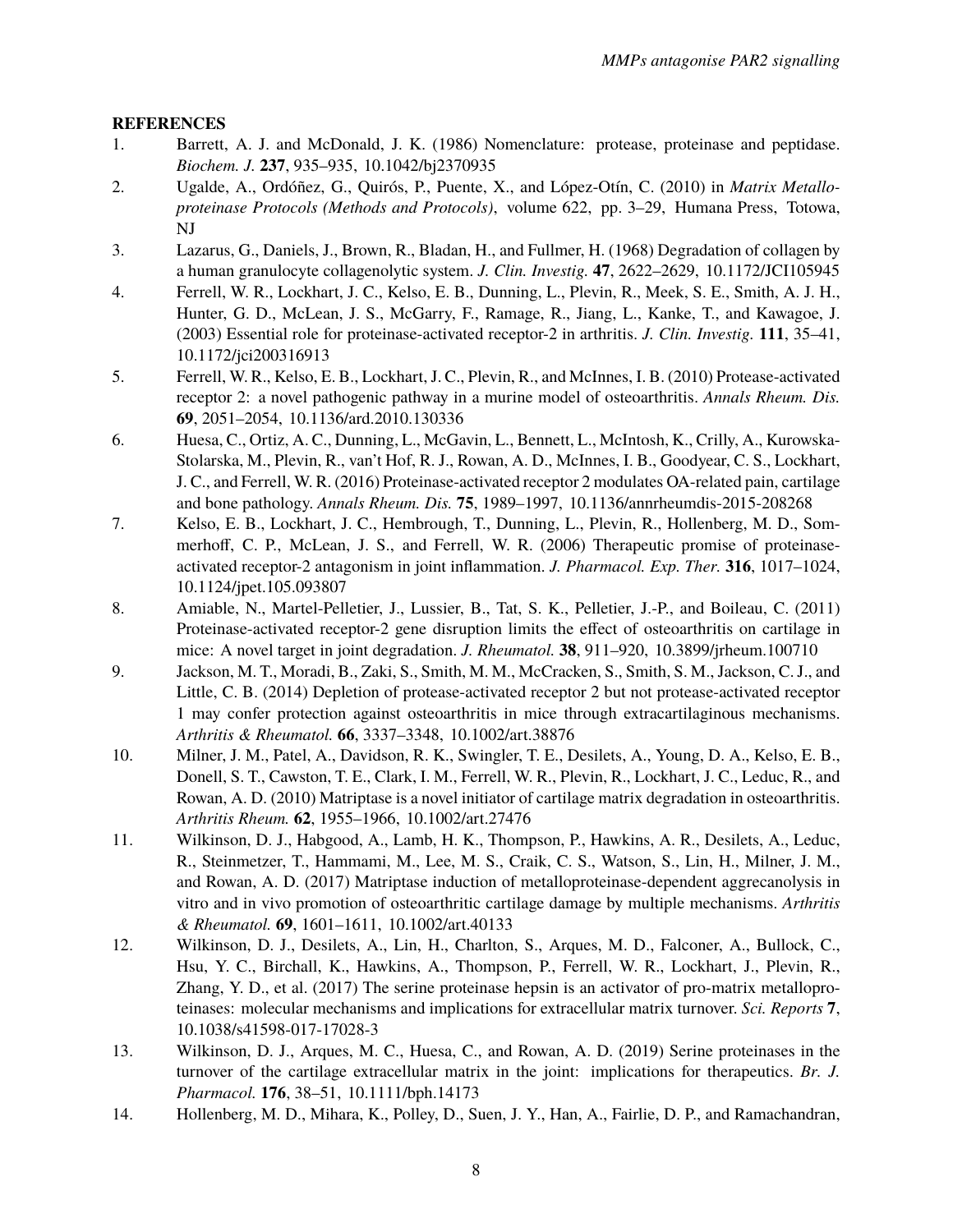## REFERENCES

1. Barrett, A. J. and McDonald, J. K. (1986) Nomenclature: protease, proteinase and peptidase. *Biochem. J.* **237**, 935–935, 10.1042/bj2370935
2. Ugalde, A., Ordóñez, G., Quirós, P., Puente, X., and López-Otín, C. (2010) in *Matrix Metalloproteinase Protocols (Methods and Protocols)*, volume 622, pp. 3–29, Humana Press, Totowa, NJ
3. Lazarus, G., Daniels, J., Brown, R., Bladan, H., and Fullmer, H. (1968) Degradation of collagen by a human granulocyte collagenolytic system. *J. Clin. Investig.* **47**, 2622–2629, 10.1172/JCI105945
4. Ferrell, W. R., Lockhart, J. C., Kelso, E. B., Dunning, L., Plevin, R., Meek, S. E., Smith, A. J. H., Hunter, G. D., McLean, J. S., McGarry, F., Ramage, R., Jiang, L., Kanke, T., and Kawagoe, J. (2003) Essential role for proteinase-activated receptor-2 in arthritis. *J. Clin. Investig.* **111**, 35–41, 10.1172/jci200316913
5. Ferrell, W. R., Kelso, E. B., Lockhart, J. C., Plevin, R., and McInnes, I. B. (2010) Protease-activated receptor 2: a novel pathogenic pathway in a murine model of osteoarthritis. *Annals Rheum. Dis.* **69**, 2051–2054, 10.1136/ard.2010.130336
6. Huesa, C., Ortiz, A. C., Dunning, L., McGavin, L., Bennett, L., McIntosh, K., Crilly, A., Kurowska-Stolarska, M., Plevin, R., van't Hof, R. J., Rowan, A. D., McInnes, I. B., Goodyear, C. S., Lockhart, J. C., and Ferrell, W. R. (2016) Proteinase-activated receptor 2 modulates OA-related pain, cartilage and bone pathology. *Annals Rheum. Dis.* **75**, 1989–1997, 10.1136/annrheumdis-2015-208268
7. Kelso, E. B., Lockhart, J. C., Hembrough, T., Dunning, L., Plevin, R., Hollenberg, M. D., Sommerhoff, C. P., McLean, J. S., and Ferrell, W. R. (2006) Therapeutic promise of proteinase-activated receptor-2 antagonism in joint inflammation. *J. Pharmacol. Exp. Ther.* **316**, 1017–1024, 10.1124/jpet.105.093807
8. Amiable, N., Martel-Pelletier, J., Lussier, B., Tat, S. K., Pelletier, J.-P., and Boileau, C. (2011) Proteinase-activated receptor-2 gene disruption limits the effect of osteoarthritis on cartilage in mice: A novel target in joint degradation. *J. Rheumatol.* **38**, 911–920, 10.3899/jrheum.100710
9. Jackson, M. T., Moradi, B., Zaki, S., Smith, M. M., McCracken, S., Smith, S. M., Jackson, C. J., and Little, C. B. (2014) Depletion of protease-activated receptor 2 but not protease-activated receptor 1 may confer protection against osteoarthritis in mice through extracartilaginous mechanisms. *Arthritis & Rheumatol.* **66**, 3337–3348, 10.1002/art.38876
10. Milner, J. M., Patel, A., Davidson, R. K., Swingler, T. E., Desilets, A., Young, D. A., Kelso, E. B., Donell, S. T., Cawston, T. E., Clark, I. M., Ferrell, W. R., Plevin, R., Lockhart, J. C., Leduc, R., and Rowan, A. D. (2010) Matriptase is a novel initiator of cartilage matrix degradation in osteoarthritis. *Arthritis Rheum.* **62**, 1955–1966, 10.1002/art.27476
11. Wilkinson, D. J., Habgood, A., Lamb, H. K., Thompson, P., Hawkins, A. R., Desilets, A., Leduc, R., Steinmetzer, T., Hammami, M., Lee, M. S., Craik, C. S., Watson, S., Lin, H., Milner, J. M., and Rowan, A. D. (2017) Matriptase induction of metalloproteinase-dependent aggrecanolysis in vitro and in vivo promotion of osteoarthritic cartilage damage by multiple mechanisms. *Arthritis & Rheumatol.* **69**, 1601–1611, 10.1002/art.40133
12. Wilkinson, D. J., Desilets, A., Lin, H., Charlton, S., Arques, M. D., Falconer, A., Bullock, C., Hsu, Y. C., Birchall, K., Hawkins, A., Thompson, P., Ferrell, W. R., Lockhart, J., Plevin, R., Zhang, Y. D., et al. (2017) The serine proteinase hepsin is an activator of pro-matrix metalloproteinases: molecular mechanisms and implications for extracellular matrix turnover. *Sci. Reports* **7**, 10.1038/s41598-017-17028-3
13. Wilkinson, D. J., Arques, M. C., Huesa, C., and Rowan, A. D. (2019) Serine proteinases in the turnover of the cartilage extracellular matrix in the joint: implications for therapeutics. *Br. J. Pharmacol.* **176**, 38–51, 10.1111/bph.14173
14. Hollenberg, M. D., Mihara, K., Polley, D., Suen, J. Y., Han, A., Fairlie, D. P., and Ramachandran,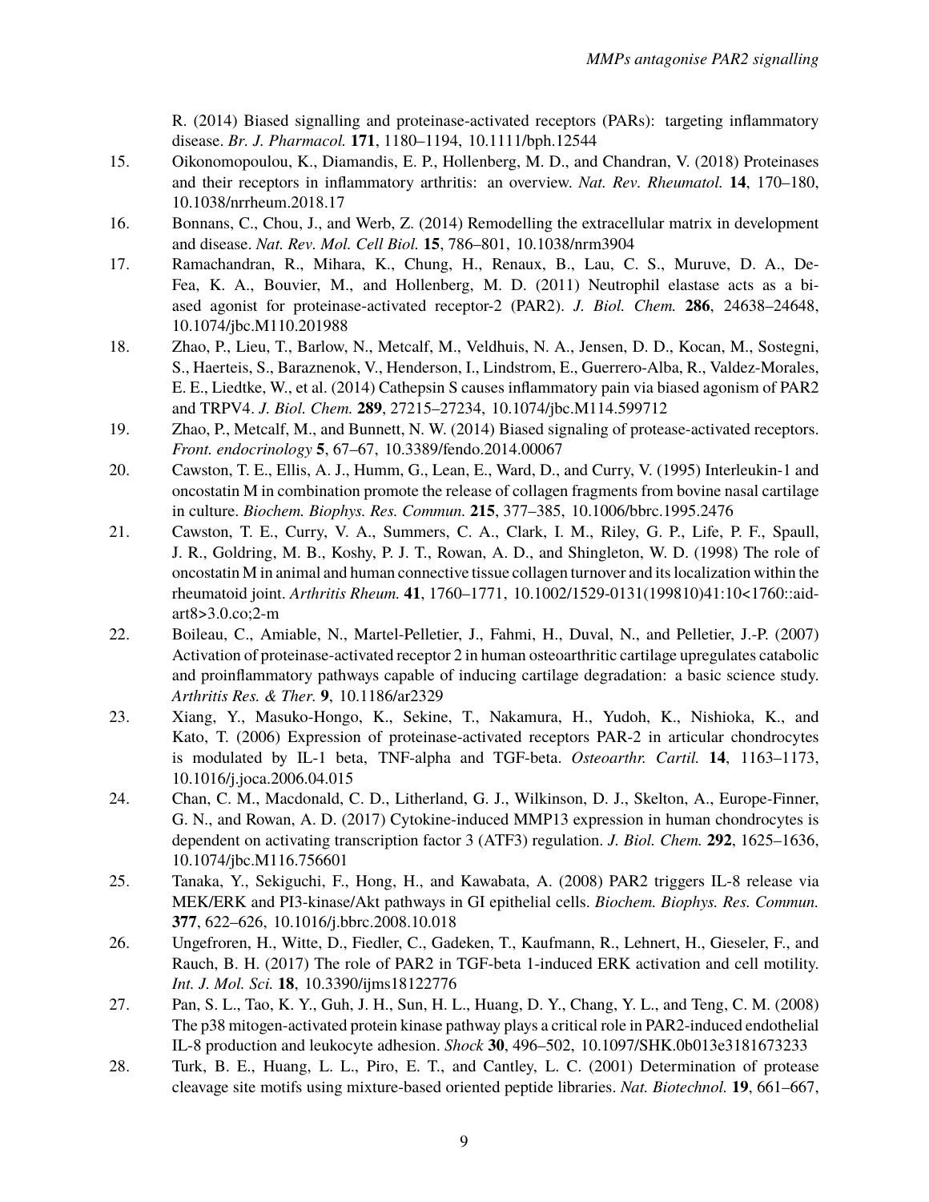R. (2014) Biased signalling and proteinase-activated receptors (PARs): targeting inflammatory disease. *Br. J. Pharmacol.* **171**, 1180–1194, 10.1111/bph.12544

15. Oikonomopoulou, K., Diamandis, E. P., Hollenberg, M. D., and Chandran, V. (2018) Proteinases and their receptors in inflammatory arthritis: an overview. *Nat. Rev. Rheumatol.* **14**, 170–180, 10.1038/nrrheum.2018.17
16. Bonnans, C., Chou, J., and Werb, Z. (2014) Remodelling the extracellular matrix in development and disease. *Nat. Rev. Mol. Cell Biol.* **15**, 786–801, 10.1038/nrm3904
17. Ramachandran, R., Mihara, K., Chung, H., Renaux, B., Lau, C. S., Muruve, D. A., DeFea, K. A., Bouvier, M., and Hollenberg, M. D. (2011) Neutrophil elastase acts as a biased agonist for proteinase-activated receptor-2 (PAR2). *J. Biol. Chem.* **286**, 24638–24648, 10.1074/jbc.M110.201988
18. Zhao, P., Lieu, T., Barlow, N., Metcalf, M., Veldhuis, N. A., Jensen, D. D., Kocan, M., Sostegni, S., Haerteis, S., Baraznenok, V., Henderson, I., Lindstrom, E., Guerrero-Alba, R., Valdez-Morales, E. E., Liedtke, W., et al. (2014) Cathepsin S causes inflammatory pain via biased agonism of PAR2 and TRPV4. *J. Biol. Chem.* **289**, 27215–27234, 10.1074/jbc.M114.599712
19. Zhao, P., Metcalf, M., and Bunnett, N. W. (2014) Biased signaling of protease-activated receptors. *Front. endocrinology* **5**, 67–67, 10.3389/fendo.2014.00067
20. Cawston, T. E., Ellis, A. J., Humm, G., Lean, E., Ward, D., and Curry, V. (1995) Interleukin-1 and oncostatin M in combination promote the release of collagen fragments from bovine nasal cartilage in culture. *Biochem. Biophys. Res. Commun.* **215**, 377–385, 10.1006/bbrc.1995.2476
21. Cawston, T. E., Curry, V. A., Summers, C. A., Clark, I. M., Riley, G. P., Life, P. F., Spaull, J. R., Goldring, M. B., Koshy, P. J. T., Rowan, A. D., and Shingleton, W. D. (1998) The role of oncostatin M in animal and human connective tissue collagen turnover and its localization within the rheumatoid joint. *Arthritis Rheum.* **41**, 1760–1771, 10.1002/1529-0131(199810)41:10<1760::aid-art8>3.0.co;2-m
22. Boileau, C., Amiable, N., Martel-Pelletier, J., Fahmi, H., Duval, N., and Pelletier, J.-P. (2007) Activation of proteinase-activated receptor 2 in human osteoarthritic cartilage upregulates catabolic and proinflammatory pathways capable of inducing cartilage degradation: a basic science study. *Arthritis Res. & Ther.* **9**, 10.1186/ar2329
23. Xiang, Y., Masuko-Hongo, K., Sekine, T., Nakamura, H., Yudoh, K., Nishioka, K., and Kato, T. (2006) Expression of proteinase-activated receptors PAR-2 in articular chondrocytes is modulated by IL-1 beta, TNF-alpha and TGF-beta. *Osteoarthr. Cartil.* **14**, 1163–1173, 10.1016/j.joca.2006.04.015
24. Chan, C. M., Macdonald, C. D., Litherland, G. J., Wilkinson, D. J., Skelton, A., Europe-Finner, G. N., and Rowan, A. D. (2017) Cytokine-induced MMP13 expression in human chondrocytes is dependent on activating transcription factor 3 (ATF3) regulation. *J. Biol. Chem.* **292**, 1625–1636, 10.1074/jbc.M116.756601
25. Tanaka, Y., Sekiguchi, F., Hong, H., and Kawabata, A. (2008) PAR2 triggers IL-8 release via MEK/ERK and PI3-kinase/Akt pathways in GI epithelial cells. *Biochem. Biophys. Res. Commun.* **377**, 622–626, 10.1016/j.bbrc.2008.10.018
26. Ungefroren, H., Witte, D., Fiedler, C., Gadeken, T., Kaufmann, R., Lehnert, H., Gieseler, F., and Rauch, B. H. (2017) The role of PAR2 in TGF-beta 1-induced ERK activation and cell motility. *Int. J. Mol. Sci.* **18**, 10.3390/ijms18122776
27. Pan, S. L., Tao, K. Y., Guh, J. H., Sun, H. L., Huang, D. Y., Chang, Y. L., and Teng, C. M. (2008) The p38 mitogen-activated protein kinase pathway plays a critical role in PAR2-induced endothelial IL-8 production and leukocyte adhesion. *Shock* **30**, 496–502, 10.1097/SHK.0b013e3181673233
28. Turk, B. E., Huang, L. L., Piro, E. T., and Cantley, L. C. (2001) Determination of protease cleavage site motifs using mixture-based oriented peptide libraries. *Nat. Biotechnol.* **19**, 661–667,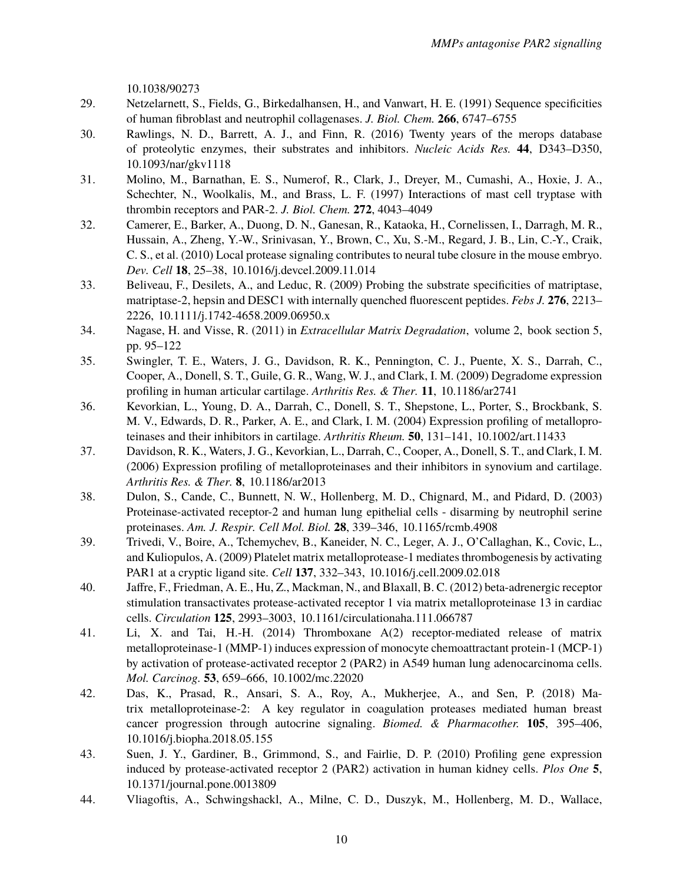10.1038/90273

29. Netzelarnett, S., Fields, G., Birkedalhansen, H., and Vanwart, H. E. (1991) Sequence specificities of human fibroblast and neutrophil collagenases. *J. Biol. Chem.* **266**, 6747–6755
30. Rawlings, N. D., Barrett, A. J., and Finn, R. (2016) Twenty years of the merops database of proteolytic enzymes, their substrates and inhibitors. *Nucleic Acids Res.* **44**, D343–D350, 10.1093/nar/gkv1118
31. Molino, M., Barnathan, E. S., Numerof, R., Clark, J., Dreyer, M., Cumashi, A., Hoxie, J. A., Schechter, N., Woolkalis, M., and Brass, L. F. (1997) Interactions of mast cell tryptase with thrombin receptors and PAR-2. *J. Biol. Chem.* **272**, 4043–4049
32. Camerer, E., Barker, A., Duong, D. N., Ganesan, R., Kataoka, H., Cornelissen, I., Darragh, M. R., Hussain, A., Zheng, Y.-W., Srinivasan, Y., Brown, C., Xu, S.-M., Regard, J. B., Lin, C.-Y., Craik, C. S., et al. (2010) Local protease signaling contributes to neural tube closure in the mouse embryo. *Dev. Cell* **18**, 25–38, 10.1016/j.devcel.2009.11.014
33. Beliveau, F., Desilets, A., and Leduc, R. (2009) Probing the substrate specificities of matriptase, matriptase-2, hepsin and DESC1 with internally quenched fluorescent peptides. *Febs J.* **276**, 2213–2226, 10.1111/j.1742-4658.2009.06950.x
34. Nagase, H. and Visse, R. (2011) in *Extracellular Matrix Degradation*, volume 2, book section 5, pp. 95–122
35. Swingler, T. E., Waters, J. G., Davidson, R. K., Pennington, C. J., Puente, X. S., Darrah, C., Cooper, A., Donell, S. T., Guile, G. R., Wang, W. J., and Clark, I. M. (2009) Degradome expression profiling in human articular cartilage. *Arthritis Res. & Ther.* **11**, 10.1186/ar2741
36. Kevorkian, L., Young, D. A., Darrah, C., Donell, S. T., Shepstone, L., Porter, S., Brockbank, S. M. V., Edwards, D. R., Parker, A. E., and Clark, I. M. (2004) Expression profiling of metalloproteinases and their inhibitors in cartilage. *Arthritis Rheum.* **50**, 131–141, 10.1002/art.11433
37. Davidson, R. K., Waters, J. G., Kevorkian, L., Darrah, C., Cooper, A., Donell, S. T., and Clark, I. M. (2006) Expression profiling of metalloproteinases and their inhibitors in synovium and cartilage. *Arthritis Res. & Ther.* **8**, 10.1186/ar2013
38. Dulon, S., Cande, C., Bunnett, N. W., Hollenberg, M. D., Chignard, M., and Pidard, D. (2003) Proteinase-activated receptor-2 and human lung epithelial cells - disarming by neutrophil serine proteinases. *Am. J. Respir. Cell Mol. Biol.* **28**, 339–346, 10.1165/rcmb.4908
39. Trivedi, V., Boire, A., Tchemychev, B., Kaneider, N. C., Leger, A. J., O'Callaghan, K., Covic, L., and Kuliopulos, A. (2009) Platelet matrix metalloprotease-1 mediates thrombogenesis by activating PAR1 at a cryptic ligand site. *Cell* **137**, 332–343, 10.1016/j.cell.2009.02.018
40. Jaffre, F., Friedman, A. E., Hu, Z., Mackman, N., and Blaxall, B. C. (2012) beta-adrenergic receptor stimulation transactivates protease-activated receptor 1 via matrix metalloproteinase 13 in cardiac cells. *Circulation* **125**, 2993–3003, 10.1161/circulationaha.111.066787
41. Li, X. and Tai, H.-H. (2014) Thromboxane A(2) receptor-mediated release of matrix metalloproteinase-1 (MMP-1) induces expression of monocyte chemoattractant protein-1 (MCP-1) by activation of protease-activated receptor 2 (PAR2) in A549 human lung adenocarcinoma cells. *Mol. Carcinog.* **53**, 659–666, 10.1002/mc.22020
42. Das, K., Prasad, R., Ansari, S. A., Roy, A., Mukherjee, A., and Sen, P. (2018) Matrix metalloproteinase-2: A key regulator in coagulation proteases mediated human breast cancer progression through autocrine signaling. *Biomed. & Pharmacother.* **105**, 395–406, 10.1016/j.biopha.2018.05.155
43. Suen, J. Y., Gardiner, B., Grimmond, S., and Fairlie, D. P. (2010) Profiling gene expression induced by protease-activated receptor 2 (PAR2) activation in human kidney cells. *Plos One* **5**, 10.1371/journal.pone.0013809
44. Vliagoftis, A., Schwingshackl, A., Milne, C. D., Duszyk, M., Hollenberg, M. D., Wallace,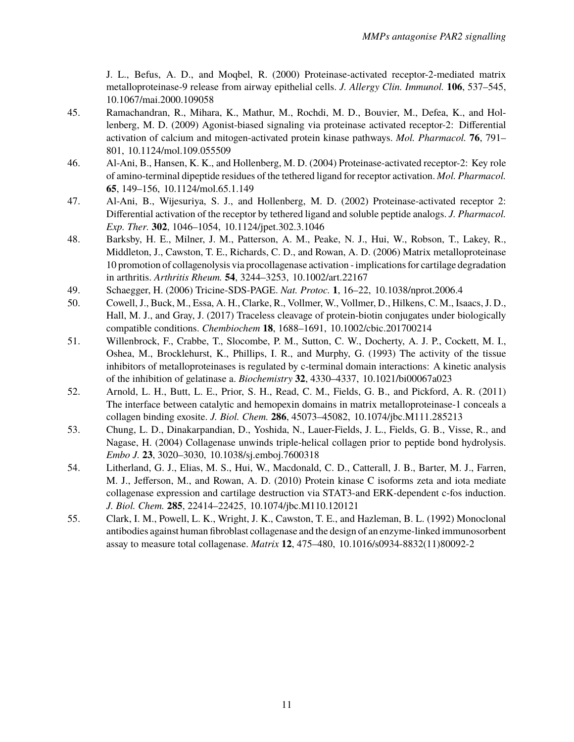J. L., Befus, A. D., and Moqbel, R. (2000) Proteinase-activated receptor-2-mediated matrix metalloproteinase-9 release from airway epithelial cells. *J. Allergy Clin. Immunol.* **106**, 537–545, 10.1067/mai.2000.109058

45. Ramachandran, R., Mihara, K., Mathur, M., Rochdi, M. D., Bouvier, M., Defea, K., and Hollenberg, M. D. (2009) Agonist-biased signaling via proteinase activated receptor-2: Differential activation of calcium and mitogen-activated protein kinase pathways. *Mol. Pharmacol.* **76**, 791–801, 10.1124/mol.109.055509

46. Al-Ani, B., Hansen, K. K., and Hollenberg, M. D. (2004) Proteinase-activated receptor-2: Key role of amino-terminal dipeptide residues of the tethered ligand for receptor activation. *Mol. Pharmacol.* **65**, 149–156, 10.1124/mol.65.1.149

47. Al-Ani, B., Wijesuriya, S. J., and Hollenberg, M. D. (2002) Proteinase-activated receptor 2: Differential activation of the receptor by tethered ligand and soluble peptide analogs. *J. Pharmacol. Exp. Ther.* **302**, 1046–1054, 10.1124/jpet.302.3.1046

48. Barksby, H. E., Milner, J. M., Patterson, A. M., Peake, N. J., Hui, W., Robson, T., Lakey, R., Middleton, J., Cawston, T. E., Richards, C. D., and Rowan, A. D. (2006) Matrix metalloproteinase 10 promotion of collagenolysis via procollagenase activation - implications for cartilage degradation in arthritis. *Arthritis Rheum.* **54**, 3244–3253, 10.1002/art.22167

49. Schaegger, H. (2006) Tricine-SDS-PAGE. *Nat. Protoc.* **1**, 16–22, 10.1038/nprot.2006.4

50. Cowell, J., Buck, M., Essa, A. H., Clarke, R., Vollmer, W., Vollmer, D., Hilkens, C. M., Isaacs, J. D., Hall, M. J., and Gray, J. (2017) Traceless cleavage of protein-biotin conjugates under biologically compatible conditions. *Chembiochem* **18**, 1688–1691, 10.1002/cbic.201700214

51. Willenbrock, F., Crabbe, T., Slocombe, P. M., Sutton, C. W., Docherty, A. J. P., Cockett, M. I., Oshea, M., Brocklehurst, K., Phillips, I. R., and Murphy, G. (1993) The activity of the tissue inhibitors of metalloproteinases is regulated by c-terminal domain interactions: A kinetic analysis of the inhibition of gelatinase a. *Biochemistry* **32**, 4330–4337, 10.1021/bi00067a023

52. Arnold, L. H., Butt, L. E., Prior, S. H., Read, C. M., Fields, G. B., and Pickford, A. R. (2011) The interface between catalytic and hemopexin domains in matrix metalloproteinase-1 conceals a collagen binding exosite. *J. Biol. Chem.* **286**, 45073–45082, 10.1074/jbc.M111.285213

53. Chung, L. D., Dinakarpandian, D., Yoshida, N., Lauer-Fields, J. L., Fields, G. B., Visse, R., and Nagase, H. (2004) Collagenase unwinds triple-helical collagen prior to peptide bond hydrolysis. *Embo J.* **23**, 3020–3030, 10.1038/sj.emboj.7600318

54. Litherland, G. J., Elias, M. S., Hui, W., Macdonald, C. D., Catterall, J. B., Barter, M. J., Farren, M. J., Jefferson, M., and Rowan, A. D. (2010) Protein kinase C isoforms zeta and iota mediate collagenase expression and cartilage destruction via STAT3-and ERK-dependent c-fos induction. *J. Biol. Chem.* **285**, 22414–22425, 10.1074/jbc.M110.120121

55. Clark, I. M., Powell, L. K., Wright, J. K., Cawston, T. E., and Hazleman, B. L. (1992) Monoclonal antibodies against human fibroblast collagenase and the design of an enzyme-linked immunosorbent assay to measure total collagenase. *Matrix* **12**, 475–480, 10.1016/s0934-8832(11)80092-2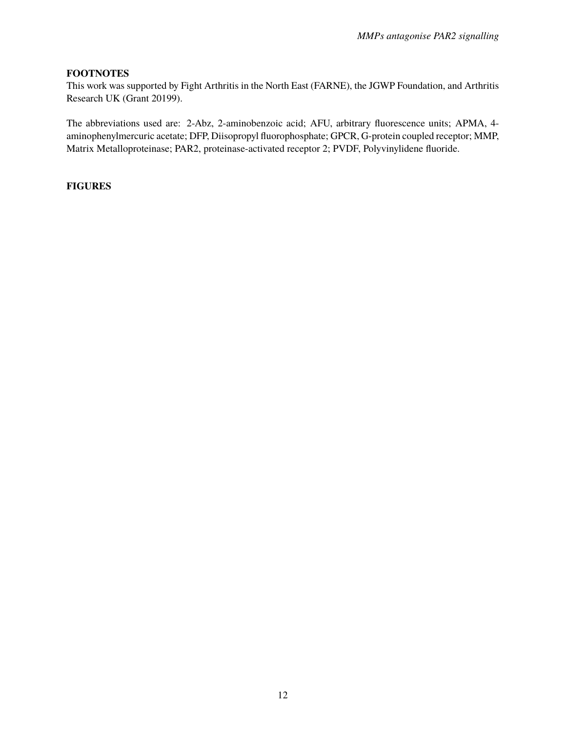**FOOTNOTES**

This work was supported by Fight Arthritis in the North East (FARNE), the JGWP Foundation, and Arthritis Research UK (Grant 20199).

The abbreviations used are: 2-Abz, 2-aminobenzoic acid; AFU, arbitrary fluorescence units; APMA, 4-aminophenylmercuric acetate; DFP, Diisopropyl fluorophosphate; GPCR, G-protein coupled receptor; MMP, Matrix Metalloproteinase; PAR2, proteinase-activated receptor 2; PVDF, Polyvinylidene fluoride.

**FIGURES**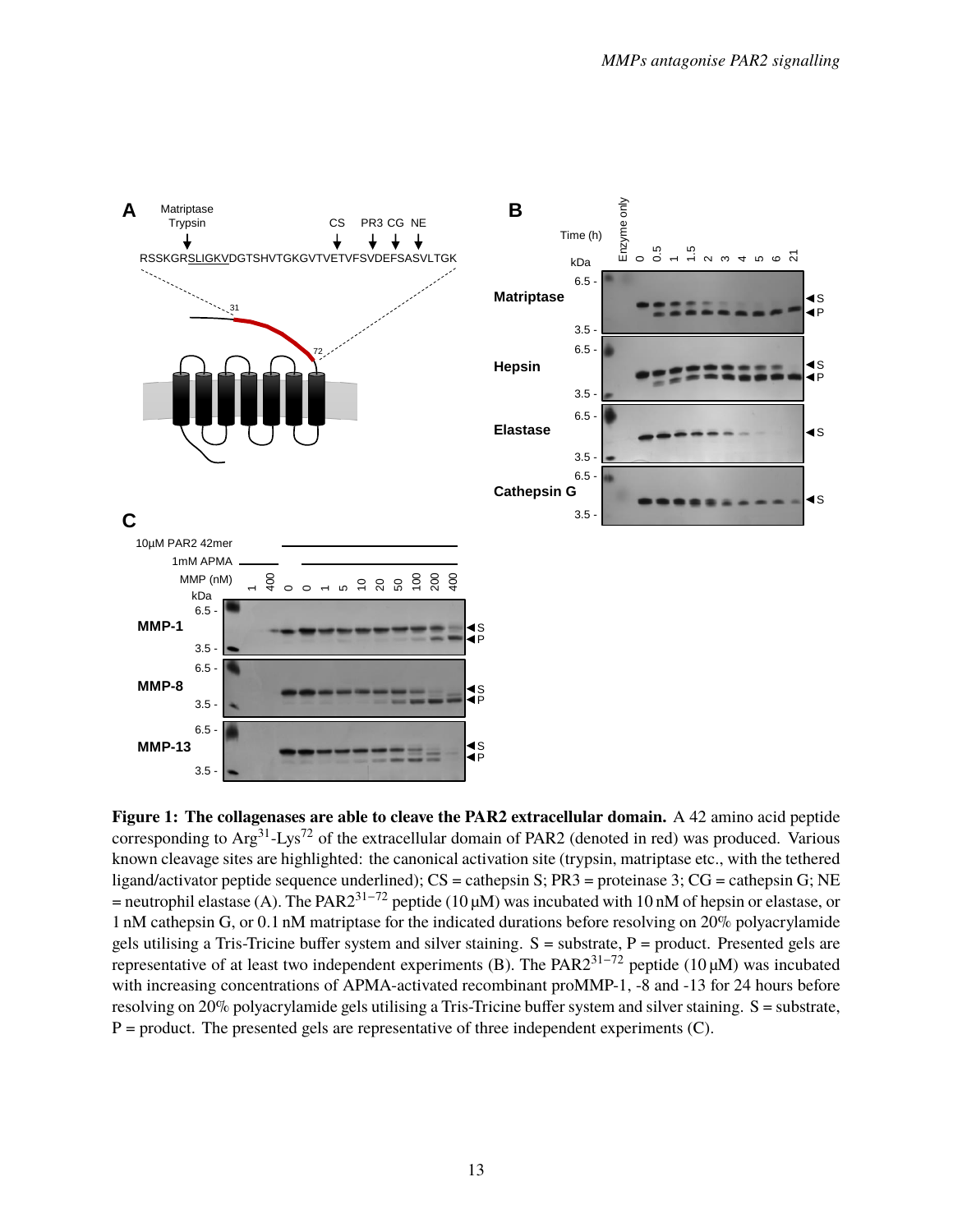**Figure 1: The collagenases are able to cleave the PAR2 extracellular domain.** A 42 amino acid peptide corresponding to $Arg^{31}$-$Lys^{72}$ of the extracellular domain of PAR2 (denoted in red) was produced. Various known cleavage sites are highlighted: the canonical activation site (trypsin, matriptase etc., with the tethered ligand/activator peptide sequence underlined); CS = cathepsin S; PR3 = proteinase 3; CG = cathepsin G; NE = neutrophil elastase (A). The $PAR2^{31-72}$ peptide (10 µM) was incubated with 10 nM of hepsin or elastase, or 1 nM cathepsin G, or 0.1 nM matriptase for the indicated durations before resolving on 20% polyacrylamide gels utilising a Tris-Tricine buffer system and silver staining. S = substrate, P = product. Presented gels are representative of at least two independent experiments (B). The $PAR2^{31-72}$ peptide (10 µM) was incubated with increasing concentrations of APMA-activated recombinant proMMP-1, -8 and -13 for 24 hours before resolving on 20% polyacrylamide gels utilising a Tris-Tricine buffer system and silver staining. S = substrate, P = product. The presented gels are representative of three independent experiments (C).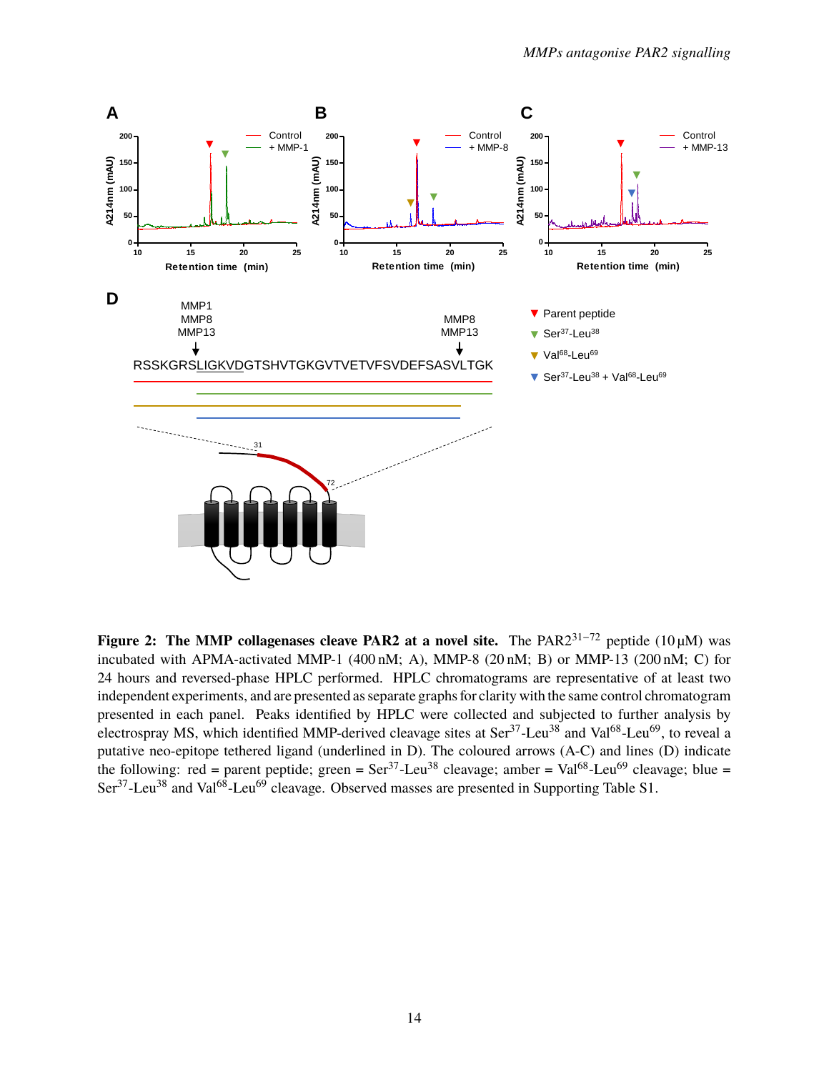**Figure 2: The MMP collagenases cleave PAR2 at a novel site.** The PAR2$^{31-72}$ peptide (10 µM) was incubated with APMA-activated MMP-1 (400 nM; A), MMP-8 (20 nM; B) or MMP-13 (200 nM; C) for 24 hours and reversed-phase HPLC performed. HPLC chromatograms are representative of at least two independent experiments, and are presented as separate graphs for clarity with the same control chromatogram presented in each panel. Peaks identified by HPLC were collected and subjected to further analysis by electrospray MS, which identified MMP-derived cleavage sites at Ser$^{37}$-Leu$^{38}$ and Val$^{68}$-Leu$^{69}$, to reveal a putative neo-epitope tethered ligand (underlined in D). The coloured arrows (A-C) and lines (D) indicate the following: red = parent peptide; green = Ser$^{37}$-Leu$^{38}$ cleavage; amber = Val$^{68}$-Leu$^{69}$ cleavage; blue = Ser$^{37}$-Leu$^{38}$ and Val$^{68}$-Leu$^{69}$ cleavage. Observed masses are presented in Supporting Table S1.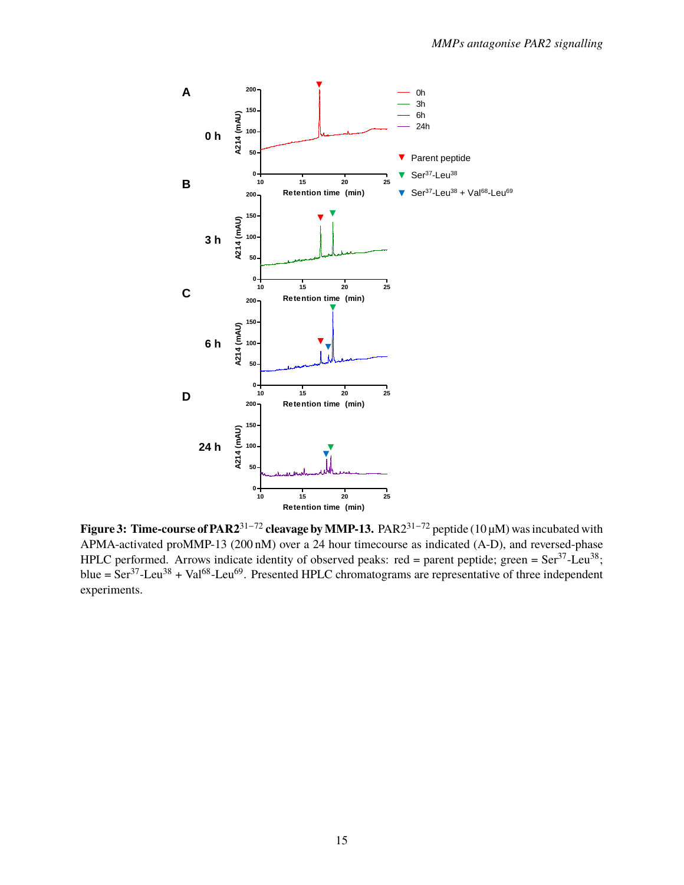**Figure 3: Time-course of PAR2$^{31-72}$ cleavage by MMP-13.** PAR2$^{31-72}$ peptide (10 µM) was incubated with APMA-activated proMMP-13 (200 nM) over a 24 hour timecourse as indicated (A-D), and reversed-phase HPLC performed. Arrows indicate identity of observed peaks: red = parent peptide; green = Ser$^{37}$-Leu$^{38}$; blue = Ser$^{37}$-Leu$^{38}$ + Val$^{68}$-Leu$^{69}$. Presented HPLC chromatograms are representative of three independent experiments.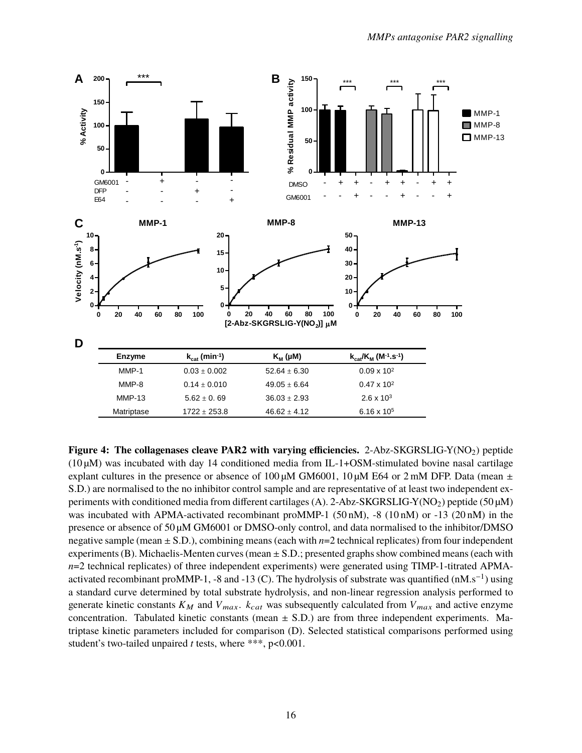**D**

| Enzyme | $k_{cat}$ (min$^{-1}$) | $K_M$ (µM) | $k_{cat}/K_M$ (M$^{-1}$.s$^{-1}$) |
|---|---|---|---|
| MMP-1 | 0.03 ± 0.002 | 52.64 ± 6.30 | $0.09 \times 10^2$ |
| MMP-8 | 0.14 ± 0.010 | 49.05 ± 6.64 | $0.47 \times 10^2$ |
| MMP-13 | 5.62 ± 0. 69 | 36.03 ± 2.93 | $2.6 \times 10^3$ |
| Matriptase | 1722 ± 253.8 | 46.62 ± 4.12 | $6.16 \times 10^5$ |

**Figure 4: The collagenases cleave PAR2 with varying efficiencies.** 2-Abz-SKGRSLIG-Y($NO_2$) peptide (10 µM) was incubated with day 14 conditioned media from IL-1+OSM-stimulated bovine nasal cartilage explant cultures in the presence or absence of 100 µM GM6001, 10 µM E64 or 2 mM DFP. Data (mean ± S.D.) are normalised to the no inhibitor control sample and are representative of at least two independent experiments with conditioned media from different cartilages (A). 2-Abz-SKGRSLIG-Y($NO_2$) peptide (50 µM) was incubated with APMA-activated recombinant proMMP-1 (50 nM), -8 (10 nM) or -13 (20 nM) in the presence or absence of 50 µM GM6001 or DMSO-only control, and data normalised to the inhibitor/DMSO negative sample (mean ± S.D.), combining means (each with *n*=2 technical replicates) from four independent experiments (B). Michaelis-Menten curves (mean ± S.D.; presented graphs show combined means (each with *n*=2 technical replicates) of three independent experiments) were generated using TIMP-1-titrated APMA-activated recombinant proMMP-1, -8 and -13 (C). The hydrolysis of substrate was quantified (nM.s$^{-1}$) using a standard curve determined by total substrate hydrolysis, and non-linear regression analysis performed to generate kinetic constants $K_M$ and $V_{max}$. $k_{cat}$ was subsequently calculated from $V_{max}$ and active enzyme concentration. Tabulated kinetic constants (mean ± S.D.) are from three independent experiments. Matriptase kinetic parameters included for comparison (D). Selected statistical comparisons performed using student's two-tailed unpaired *t* tests, where ***, p<0.001.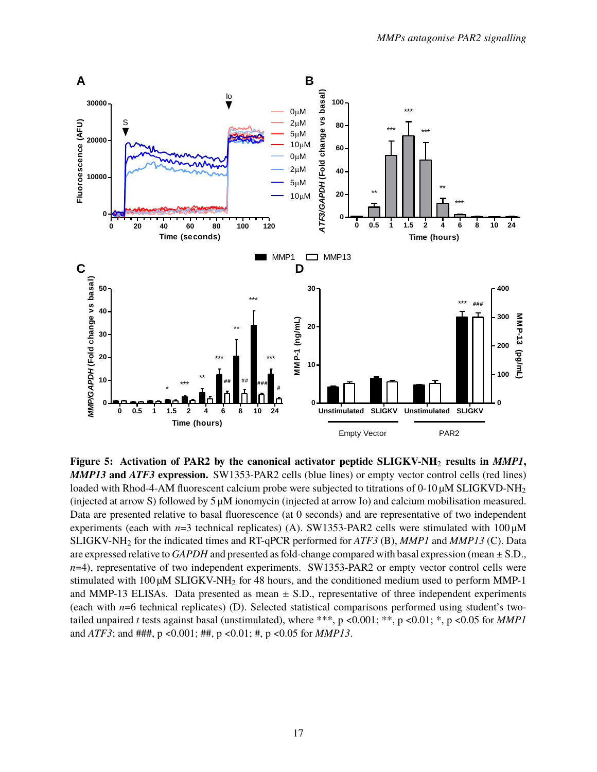**Figure 5: Activation of PAR2 by the canonical activator peptide SLIGKV-NH$_2$ results in *MMP1*, *MMP13* and *ATF3* expression.** SW1353-PAR2 cells (blue lines) or empty vector control cells (red lines) loaded with Rhod-4-AM fluorescent calcium probe were subjected to titrations of 0-10 µM SLIGKVD-NH$_2$ (injected at arrow S) followed by 5 µM ionomycin (injected at arrow Io) and calcium mobilisation measured. Data are presented relative to basal fluorescence (at 0 seconds) and are representative of two independent experiments (each with *n*=3 technical replicates) (A). SW1353-PAR2 cells were stimulated with 100 µM SLIGKV-NH$_2$ for the indicated times and RT-qPCR performed for *ATF3* (B), *MMP1* and *MMP13* (C). Data are expressed relative to *GAPDH* and presented as fold-change compared with basal expression (mean ± S.D., *n*=4), representative of two independent experiments. SW1353-PAR2 or empty vector control cells were stimulated with 100 µM SLIGKV-NH$_2$ for 48 hours, and the conditioned medium used to perform MMP-1 and MMP-13 ELISAs. Data presented as mean ± S.D., representative of three independent experiments (each with *n*=6 technical replicates) (D). Selected statistical comparisons performed using student's two-tailed unpaired *t* tests against basal (unstimulated), where ***, p <0.001; **, p <0.01; *, p <0.05 for *MMP1* and *ATF3*; and ###, p <0.001; ##, p <0.01; #, p <0.05 for *MMP13*.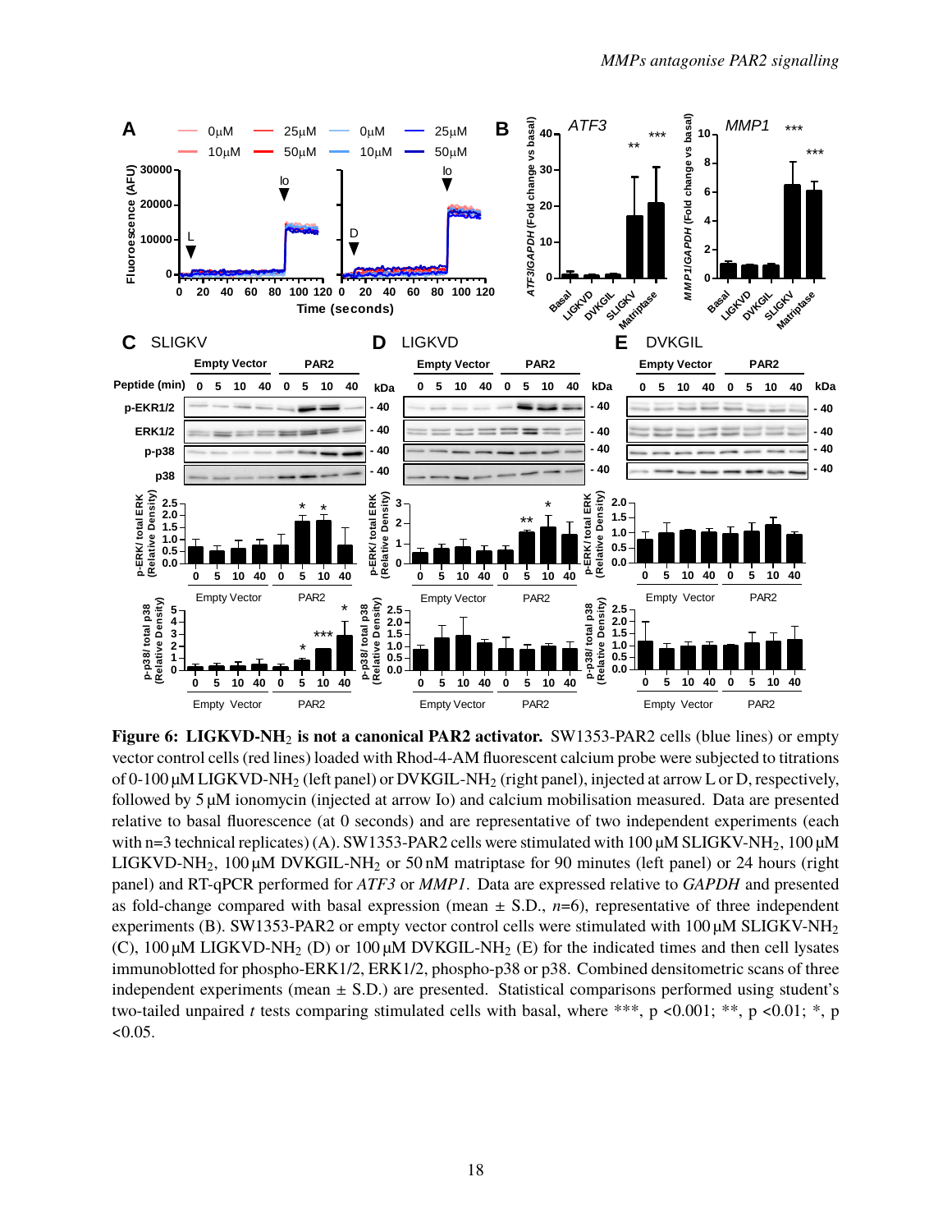**Figure 6: LIGKVD-NH$_2$ is not a canonical PAR2 activator.** SW1353-PAR2 cells (blue lines) or empty vector control cells (red lines) loaded with Rhod-4-AM fluorescent calcium probe were subjected to titrations of 0-100 µM LIGKVD-NH$_2$ (left panel) or DVKGIL-NH$_2$ (right panel), injected at arrow L or D, respectively, followed by 5 µM ionomycin (injected at arrow Io) and calcium mobilisation measured. Data are presented relative to basal fluorescence (at 0 seconds) and are representative of two independent experiments (each with n=3 technical replicates) (A). SW1353-PAR2 cells were stimulated with 100 µM SLIGKV-NH$_2$, 100 µM LIGKVD-NH$_2$, 100 µM DVKGIL-NH$_2$ or 50 nM matriptase for 90 minutes (left panel) or 24 hours (right panel) and RT-qPCR performed for *ATF3* or *MMP1*. Data are expressed relative to *GAPDH* and presented as fold-change compared with basal expression (mean ± S.D., *n*=6), representative of three independent experiments (B). SW1353-PAR2 or empty vector control cells were stimulated with 100 µM SLIGKV-NH$_2$ (C), 100 µM LIGKVD-NH$_2$ (D) or 100 µM DVKGIL-NH$_2$ (E) for the indicated times and then cell lysates immunoblotted for phospho-ERK1/2, ERK1/2, phospho-p38 or p38. Combined densitometric scans of three independent experiments (mean ± S.D.) are presented. Statistical comparisons performed using student's two-tailed unpaired *t* tests comparing stimulated cells with basal, where ***, p <0.001; **, p <0.01; *, p <0.05.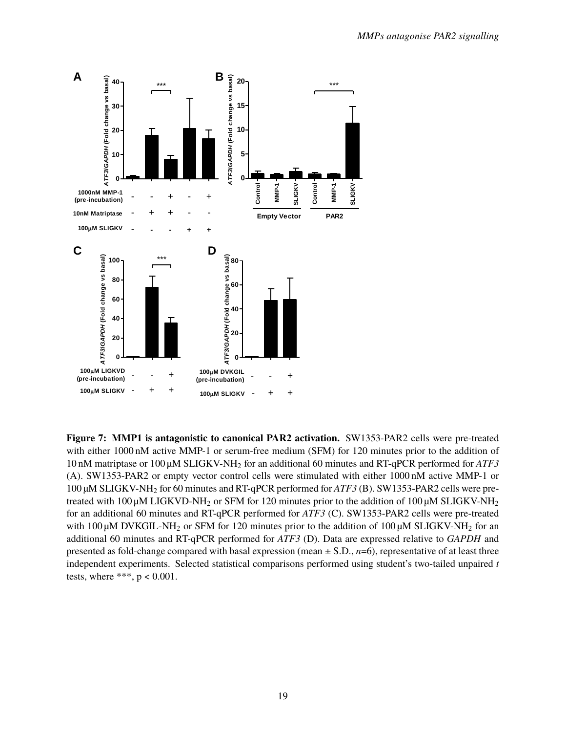**Figure 7: MMP1 is antagonistic to canonical PAR2 activation.** SW1353-PAR2 cells were pre-treated with either 1000 nM active MMP-1 or serum-free medium (SFM) for 120 minutes prior to the addition of 10 nM matriptase or 100 µM SLIGKV-$NH_2$ for an additional 60 minutes and RT-qPCR performed for *ATF3* (A). SW1353-PAR2 or empty vector control cells were stimulated with either 1000 nM active MMP-1 or 100 µM SLIGKV-$NH_2$ for 60 minutes and RT-qPCR performed for *ATF3* (B). SW1353-PAR2 cells were pre-treated with 100 µM LIGKVD-$NH_2$ or SFM for 120 minutes prior to the addition of 100 µM SLIGKV-$NH_2$ for an additional 60 minutes and RT-qPCR performed for *ATF3* (C). SW1353-PAR2 cells were pre-treated with 100 µM DVKGIL-$NH_2$ or SFM for 120 minutes prior to the addition of 100 µM SLIGKV-$NH_2$ for an additional 60 minutes and RT-qPCR performed for *ATF3* (D). Data are expressed relative to *GAPDH* and presented as fold-change compared with basal expression (mean ± S.D., $n$=6), representative of at least three independent experiments. Selected statistical comparisons performed using student's two-tailed unpaired $t$ tests, where ***, $p < 0.001$.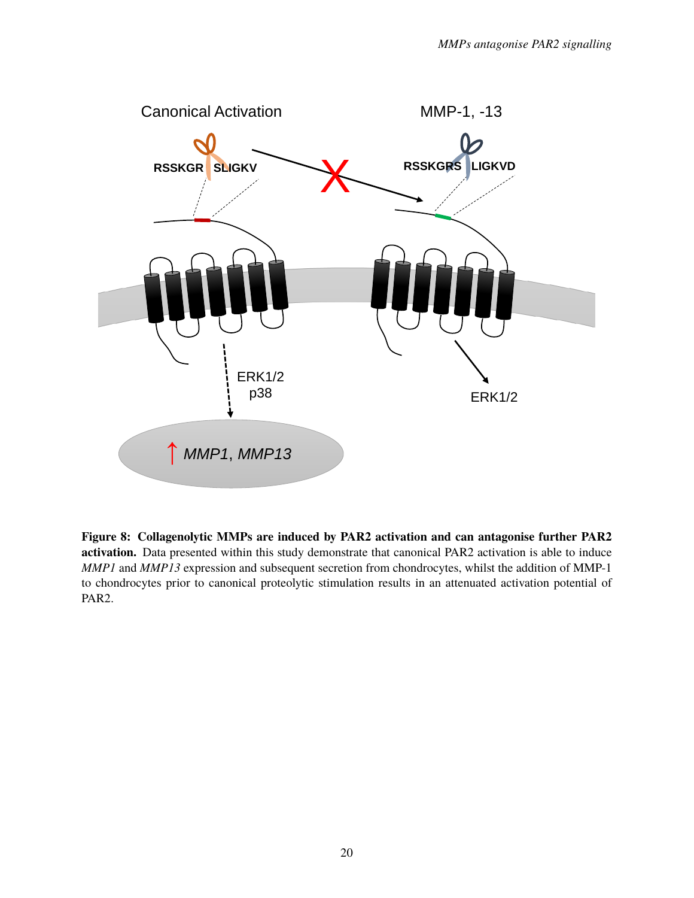Canonical Activation

MMP-1, -13

RSSKGR SLIGKV

RSSKGRS LIGKVD

ERK1/2
p38

ERK1/2

↑ *MMP1*, *MMP13*

**Figure 8: Collagenolytic MMPs are induced by PAR2 activation and can antagonise further PAR2 activation.** Data presented within this study demonstrate that canonical PAR2 activation is able to induce *MMP1* and *MMP13* expression and subsequent secretion from chondrocytes, whilst the addition of MMP-1 to chondrocytes prior to canonical proteolytic stimulation results in an attenuated activation potential of PAR2.